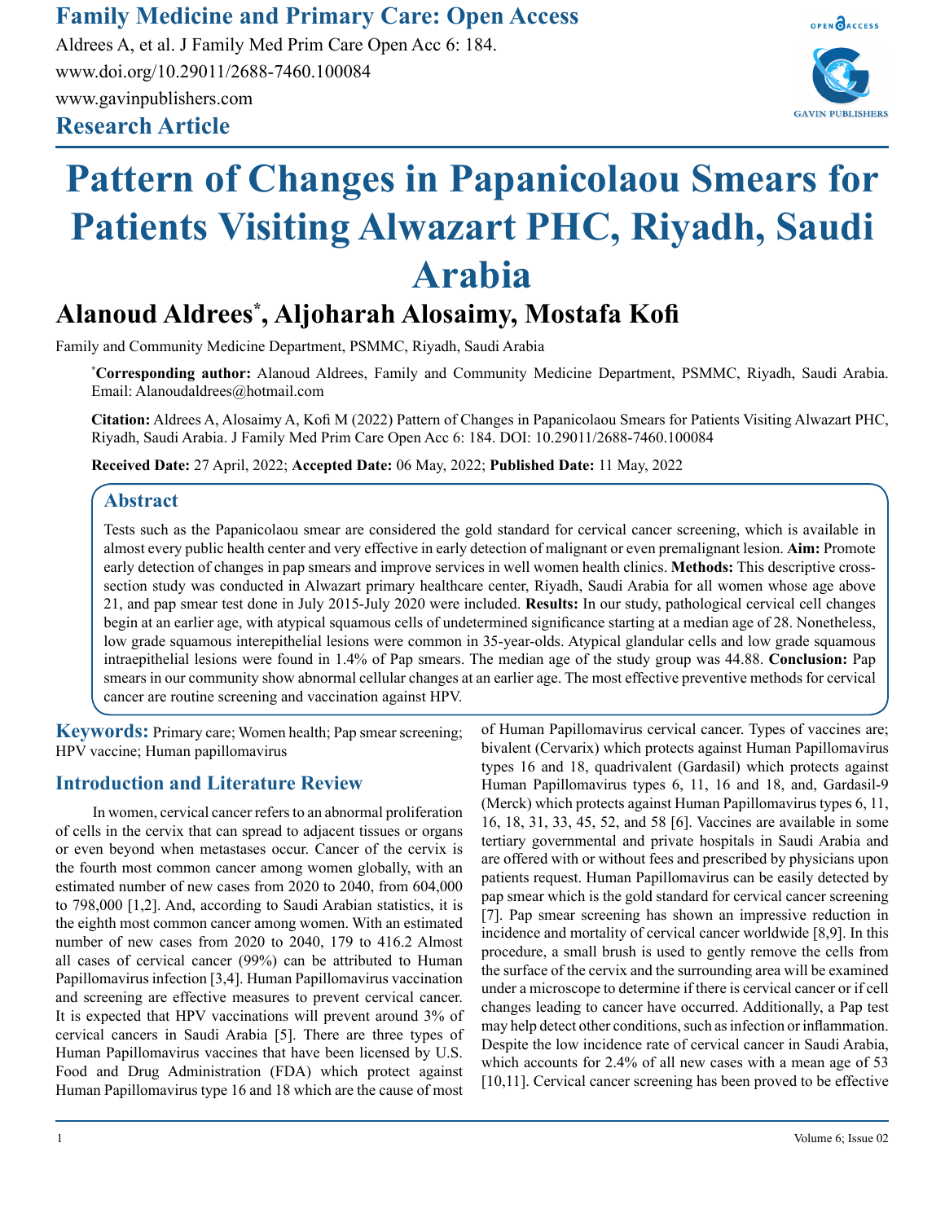# Pattern of Changes in Papanicolaou Smears for Patients Visiting Alwazart PHC, Riyadh, Saudi Arabia

**Research Article**

## Alanoud Aldrees*, Aljoharah Alosaimy, Mostafa Kofi

Family and Community Medicine Department, PSMMC, Riyadh, Saudi Arabia

***Corresponding author:** Alanoud Aldrees, Family and Community Medicine Department, PSMMC, Riyadh, Saudi Arabia. Email: Alanoudaldrees@hotmail.com

**Citation:** Aldrees A, Alosaimy A, Kofi M (2022) Pattern of Changes in Papanicolaou Smears for Patients Visiting Alwazart PHC, Riyadh, Saudi Arabia. J Family Med Prim Care Open Acc 6: 184. DOI: 10.29011/2688-7460.100084

**Received Date:** 27 April, 2022; **Accepted Date:** 06 May, 2022; **Published Date:** 11 May, 2022

## Abstract

Tests such as the Papanicolaou smear are considered the gold standard for cervical cancer screening, which is available in almost every public health center and very effective in early detection of malignant or even premalignant lesion. **Aim:** Promote early detection of changes in pap smears and improve services in well women health clinics. **Methods:** This descriptive cross-section study was conducted in Alwazart primary healthcare center, Riyadh, Saudi Arabia for all women whose age above 21, and pap smear test done in July 2015-July 2020 were included. **Results:** In our study, pathological cervical cell changes begin at an earlier age, with atypical squamous cells of undetermined significance starting at a median age of 28. Nonetheless, low grade squamous interepithelial lesions were common in 35-year-olds. Atypical glandular cells and low grade squamous intraepithelial lesions were found in 1.4% of Pap smears. The median age of the study group was 44.88. **Conclusion:** Pap smears in our community show abnormal cellular changes at an earlier age. The most effective preventive methods for cervical cancer are routine screening and vaccination against HPV.

**Keywords:** Primary care; Women health; Pap smear screening; HPV vaccine; Human papillomavirus

## Introduction and Literature Review

In women, cervical cancer refers to an abnormal proliferation of cells in the cervix that can spread to adjacent tissues or organs or even beyond when metastases occur. Cancer of the cervix is the fourth most common cancer among women globally, with an estimated number of new cases from 2020 to 2040, from 604,000 to 798,000 [1,2]. And, according to Saudi Arabian statistics, it is the eighth most common cancer among women. With an estimated number of new cases from 2020 to 2040, 179 to 416.2 Almost all cases of cervical cancer (99%) can be attributed to Human Papillomavirus infection [3,4]. Human Papillomavirus vaccination and screening are effective measures to prevent cervical cancer. It is expected that HPV vaccinations will prevent around 3% of cervical cancers in Saudi Arabia [5]. There are three types of Human Papillomavirus vaccines that have been licensed by U.S. Food and Drug Administration (FDA) which protect against Human Papillomavirus type 16 and 18 which are the cause of most of Human Papillomavirus cervical cancer. Types of vaccines are; bivalent (Cervarix) which protects against Human Papillomavirus types 16 and 18, quadrivalent (Gardasil) which protects against Human Papillomavirus types 6, 11, 16 and 18, and, Gardasil-9 (Merck) which protects against Human Papillomavirus types 6, 11, 16, 18, 31, 33, 45, 52, and 58 [6]. Vaccines are available in some tertiary governmental and private hospitals in Saudi Arabia and are offered with or without fees and prescribed by physicians upon patients request. Human Papillomavirus can be easily detected by pap smear which is the gold standard for cervical cancer screening [7]. Pap smear screening has shown an impressive reduction in incidence and mortality of cervical cancer worldwide [8,9]. In this procedure, a small brush is used to gently remove the cells from the surface of the cervix and the surrounding area will be examined under a microscope to determine if there is cervical cancer or if cell changes leading to cancer have occurred. Additionally, a Pap test may help detect other conditions, such as infection or inflammation. Despite the low incidence rate of cervical cancer in Saudi Arabia, which accounts for 2.4% of all new cases with a mean age of 53 [10,11]. Cervical cancer screening has been proved to be effective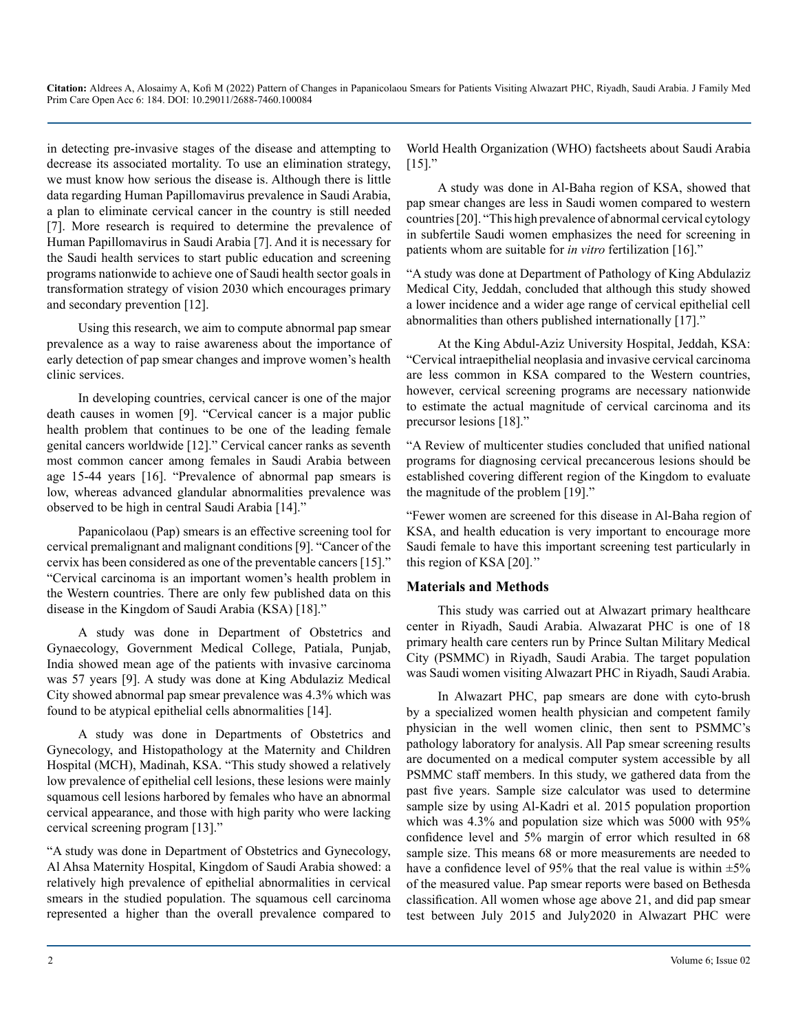in detecting pre-invasive stages of the disease and attempting to decrease its associated mortality. To use an elimination strategy, we must know how serious the disease is. Although there is little data regarding Human Papillomavirus prevalence in Saudi Arabia, a plan to eliminate cervical cancer in the country is still needed [7]. More research is required to determine the prevalence of Human Papillomavirus in Saudi Arabia [7]. And it is necessary for the Saudi health services to start public education and screening programs nationwide to achieve one of Saudi health sector goals in transformation strategy of vision 2030 which encourages primary and secondary prevention [12].

Using this research, we aim to compute abnormal pap smear prevalence as a way to raise awareness about the importance of early detection of pap smear changes and improve women's health clinic services.

In developing countries, cervical cancer is one of the major death causes in women [9]. "Cervical cancer is a major public health problem that continues to be one of the leading female genital cancers worldwide [12]." Cervical cancer ranks as seventh most common cancer among females in Saudi Arabia between age 15-44 years [16]. "Prevalence of abnormal pap smears is low, whereas advanced glandular abnormalities prevalence was observed to be high in central Saudi Arabia [14]."

Papanicolaou (Pap) smears is an effective screening tool for cervical premalignant and malignant conditions [9]. "Cancer of the cervix has been considered as one of the preventable cancers [15]." "Cervical carcinoma is an important women's health problem in the Western countries. There are only few published data on this disease in the Kingdom of Saudi Arabia (KSA) [18]."

A study was done in Department of Obstetrics and Gynaecology, Government Medical College, Patiala, Punjab, India showed mean age of the patients with invasive carcinoma was 57 years [9]. A study was done at King Abdulaziz Medical City showed abnormal pap smear prevalence was 4.3% which was found to be atypical epithelial cells abnormalities [14].

A study was done in Departments of Obstetrics and Gynecology, and Histopathology at the Maternity and Children Hospital (MCH), Madinah, KSA. "This study showed a relatively low prevalence of epithelial cell lesions, these lesions were mainly squamous cell lesions harbored by females who have an abnormal cervical appearance, and those with high parity who were lacking cervical screening program [13]."

"A study was done in Department of Obstetrics and Gynecology, Al Ahsa Maternity Hospital, Kingdom of Saudi Arabia showed: a relatively high prevalence of epithelial abnormalities in cervical smears in the studied population. The squamous cell carcinoma represented a higher than the overall prevalence compared to World Health Organization (WHO) factsheets about Saudi Arabia [15]."

A study was done in Al-Baha region of KSA, showed that pap smear changes are less in Saudi women compared to western countries [20]. "This high prevalence of abnormal cervical cytology in subfertile Saudi women emphasizes the need for screening in patients whom are suitable for *in vitro* fertilization [16]."

"A study was done at Department of Pathology of King Abdulaziz Medical City, Jeddah, concluded that although this study showed a lower incidence and a wider age range of cervical epithelial cell abnormalities than others published internationally [17]."

At the King Abdul-Aziz University Hospital, Jeddah, KSA: "Cervical intraepithelial neoplasia and invasive cervical carcinoma are less common in KSA compared to the Western countries, however, cervical screening programs are necessary nationwide to estimate the actual magnitude of cervical carcinoma and its precursor lesions [18]."

"A Review of multicenter studies concluded that unified national programs for diagnosing cervical precancerous lesions should be established covering different region of the Kingdom to evaluate the magnitude of the problem [19]."

"Fewer women are screened for this disease in Al-Baha region of KSA, and health education is very important to encourage more Saudi female to have this important screening test particularly in this region of KSA [20]."

## Materials and Methods

This study was carried out at Alwazart primary healthcare center in Riyadh, Saudi Arabia. Alwazarat PHC is one of 18 primary health care centers run by Prince Sultan Military Medical City (PSMMC) in Riyadh, Saudi Arabia. The target population was Saudi women visiting Alwazart PHC in Riyadh, Saudi Arabia.

In Alwazart PHC, pap smears are done with cyto-brush by a specialized women health physician and competent family physician in the well women clinic, then sent to PSMMC's pathology laboratory for analysis. All Pap smear screening results are documented on a medical computer system accessible by all PSMMC staff members. In this study, we gathered data from the past five years. Sample size calculator was used to determine sample size by using Al-Kadri et al. 2015 population proportion which was 4.3% and population size which was 5000 with 95% confidence level and 5% margin of error which resulted in 68 sample size. This means 68 or more measurements are needed to have a confidence level of 95% that the real value is within ±5% of the measured value. Pap smear reports were based on Bethesda classification. All women whose age above 21, and did pap smear test between July 2015 and July2020 in Alwazart PHC were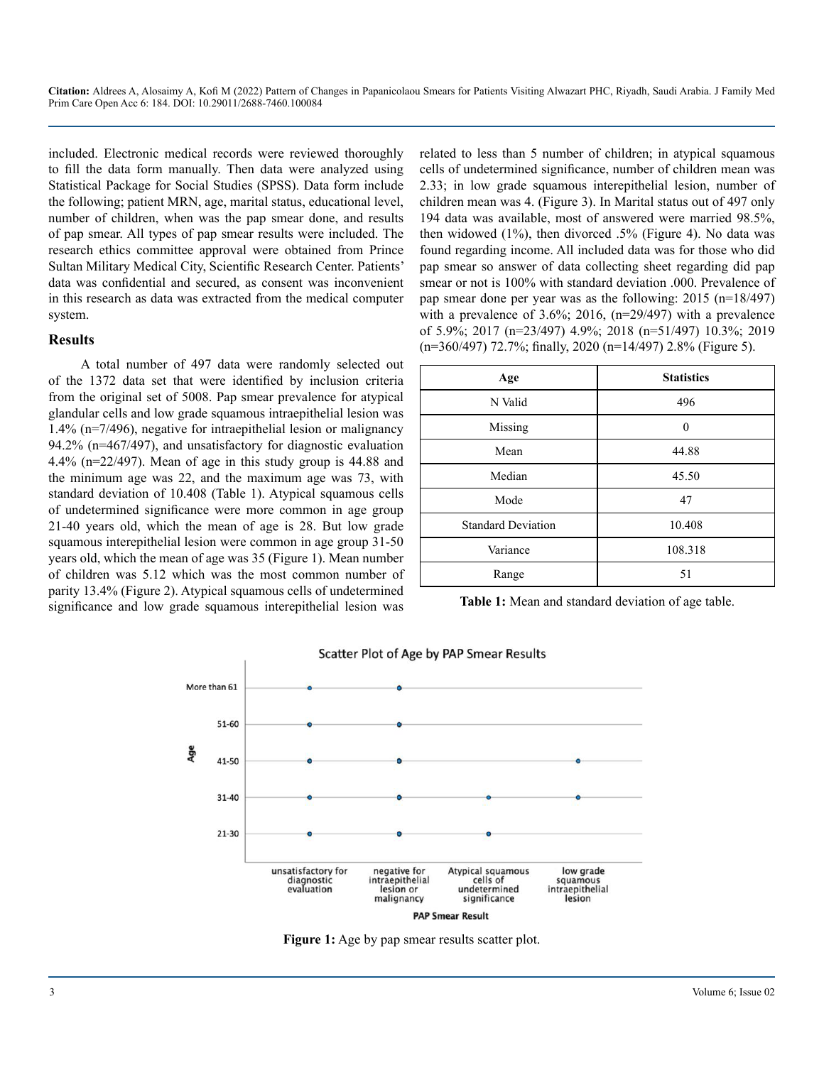included. Electronic medical records were reviewed thoroughly to fill the data form manually. Then data were analyzed using Statistical Package for Social Studies (SPSS). Data form include the following; patient MRN, age, marital status, educational level, number of children, when was the pap smear done, and results of pap smear. All types of pap smear results were included. The research ethics committee approval were obtained from Prince Sultan Military Medical City, Scientific Research Center. Patients' data was confidential and secured, as consent was inconvenient in this research as data was extracted from the medical computer system.

## Results

A total number of 497 data were randomly selected out of the 1372 data set that were identified by inclusion criteria from the original set of 5008. Pap smear prevalence for atypical glandular cells and low grade squamous intraepithelial lesion was 1.4% (n=7/496), negative for intraepithelial lesion or malignancy 94.2% (n=467/497), and unsatisfactory for diagnostic evaluation 4.4% (n=22/497). Mean of age in this study group is 44.88 and the minimum age was 22, and the maximum age was 73, with standard deviation of 10.408 (Table 1). Atypical squamous cells of undetermined significance were more common in age group 21-40 years old, which the mean of age is 28. But low grade squamous interepithelial lesion were common in age group 31-50 years old, which the mean of age was 35 (Figure 1). Mean number of children was 5.12 which was the most common number of parity 13.4% (Figure 2). Atypical squamous cells of undetermined significance and low grade squamous interepithelial lesion was related to less than 5 number of children; in atypical squamous cells of undetermined significance, number of children mean was 2.33; in low grade squamous interepithelial lesion, number of children mean was 4. (Figure 3). In Marital status out of 497 only 194 data was available, most of answered were married 98.5%, then widowed (1%), then divorced .5% (Figure 4). No data was found regarding income. All included data was for those who did pap smear so answer of data collecting sheet regarding did pap smear or not is 100% with standard deviation .000. Prevalence of pap smear done per year was as the following: 2015 (n=18/497) with a prevalence of 3.6%; 2016, (n=29/497) with a prevalence of 5.9%; 2017 (n=23/497) 4.9%; 2018 (n=51/497) 10.3%; 2019 (n=360/497) 72.7%; finally, 2020 (n=14/497) 2.8% (Figure 5).

| Age | Statistics |
|---|---|
| N Valid | 496 |
| Missing | 0 |
| Mean | 44.88 |
| Median | 45.50 |
| Mode | 47 |
| Standard Deviation | 10.408 |
| Variance | 108.318 |
| Range | 51 |

**Table 1:** Mean and standard deviation of age table.

**Figure 1:** Age by pap smear results scatter plot.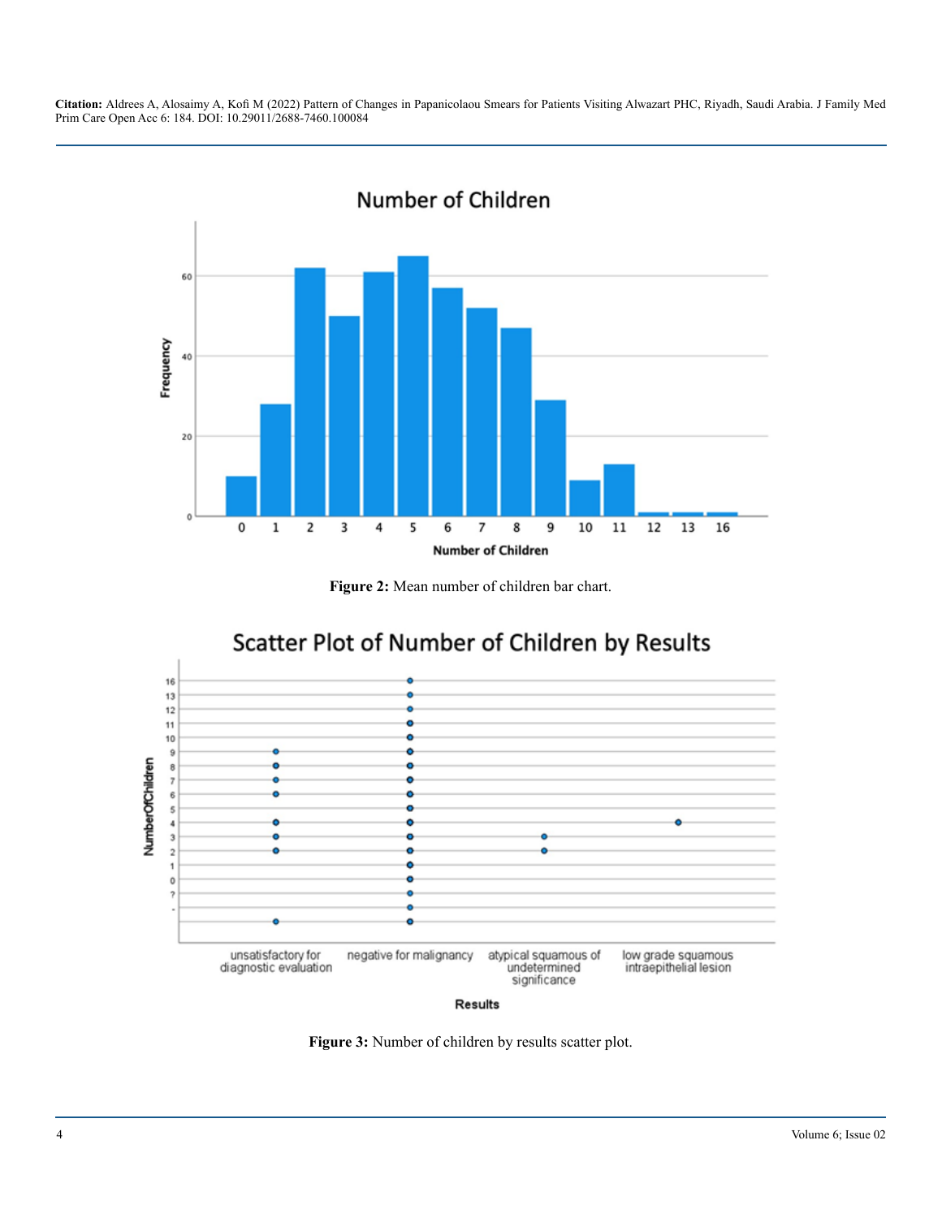**Figure 2:** Mean number of children bar chart.

**Figure 3:** Number of children by results scatter plot.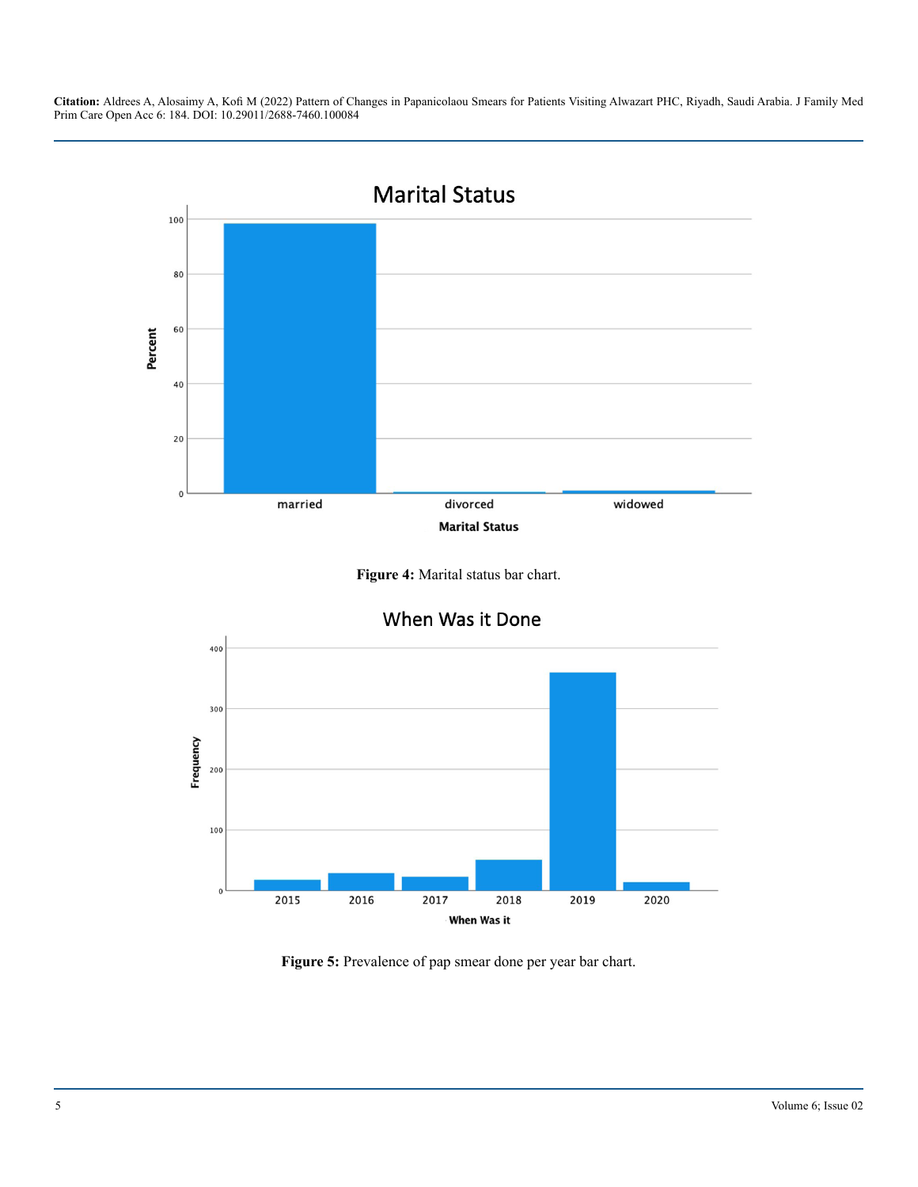Figure 4: Marital status bar chart.

Figure 5: Prevalence of pap smear done per year bar chart.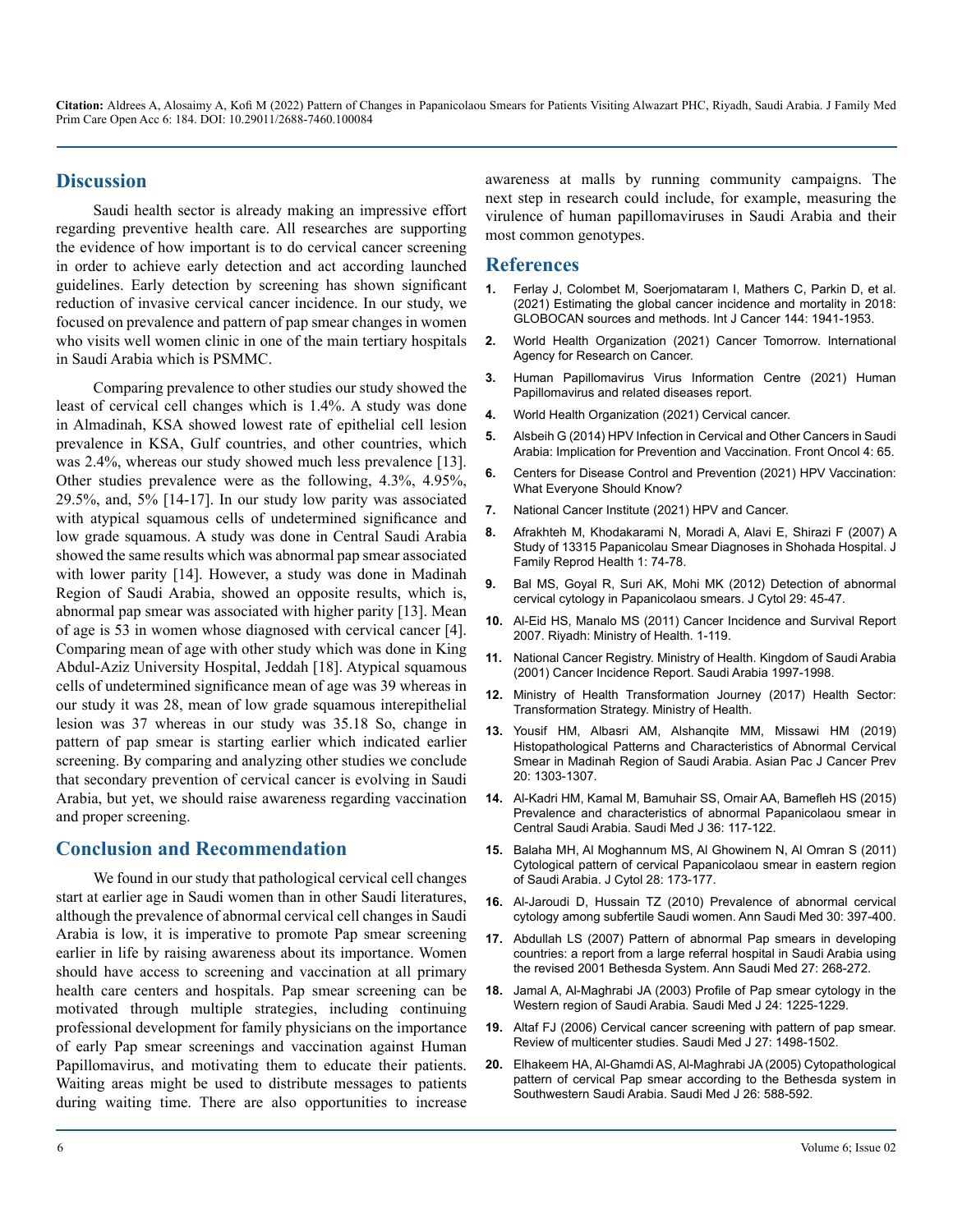## Discussion

Saudi health sector is already making an impressive effort regarding preventive health care. All researches are supporting the evidence of how important is to do cervical cancer screening in order to achieve early detection and act according launched guidelines. Early detection by screening has shown significant reduction of invasive cervical cancer incidence. In our study, we focused on prevalence and pattern of pap smear changes in women who visits well women clinic in one of the main tertiary hospitals in Saudi Arabia which is PSMMC.

Comparing prevalence to other studies our study showed the least of cervical cell changes which is 1.4%. A study was done in Almadinah, KSA showed lowest rate of epithelial cell lesion prevalence in KSA, Gulf countries, and other countries, which was 2.4%, whereas our study showed much less prevalence [13]. Other studies prevalence were as the following, 4.3%, 4.95%, 29.5%, and, 5% [14-17]. In our study low parity was associated with atypical squamous cells of undetermined significance and low grade squamous. A study was done in Central Saudi Arabia showed the same results which was abnormal pap smear associated with lower parity [14]. However, a study was done in Madinah Region of Saudi Arabia, showed an opposite results, which is, abnormal pap smear was associated with higher parity [13]. Mean of age is 53 in women whose diagnosed with cervical cancer [4]. Comparing mean of age with other study which was done in King Abdul-Aziz University Hospital, Jeddah [18]. Atypical squamous cells of undetermined significance mean of age was 39 whereas in our study it was 28, mean of low grade squamous interepithelial lesion was 37 whereas in our study was 35.18 So, change in pattern of pap smear is starting earlier which indicated earlier screening. By comparing and analyzing other studies we conclude that secondary prevention of cervical cancer is evolving in Saudi Arabia, but yet, we should raise awareness regarding vaccination and proper screening.

## Conclusion and Recommendation

We found in our study that pathological cervical cell changes start at earlier age in Saudi women than in other Saudi literatures, although the prevalence of abnormal cervical cell changes in Saudi Arabia is low, it is imperative to promote Pap smear screening earlier in life by raising awareness about its importance. Women should have access to screening and vaccination at all primary health care centers and hospitals. Pap smear screening can be motivated through multiple strategies, including continuing professional development for family physicians on the importance of early Pap smear screenings and vaccination against Human Papillomavirus, and motivating them to educate their patients. Waiting areas might be used to distribute messages to patients during waiting time. There are also opportunities to increase awareness at malls by running community campaigns. The next step in research could include, for example, measuring the virulence of human papillomaviruses in Saudi Arabia and their most common genotypes.

## References

1. Ferlay J, Colombet M, Soerjomataram I, Mathers C, Parkin D, et al. (2021) Estimating the global cancer incidence and mortality in 2018: GLOBOCAN sources and methods. Int J Cancer 144: 1941-1953.
2. World Health Organization (2021) Cancer Tomorrow. International Agency for Research on Cancer.
3. Human Papillomavirus Virus Information Centre (2021) Human Papillomavirus and related diseases report.
4. World Health Organization (2021) Cervical cancer.
5. Alsbeih G (2014) HPV Infection in Cervical and Other Cancers in Saudi Arabia: Implication for Prevention and Vaccination. Front Oncol 4: 65.
6. Centers for Disease Control and Prevention (2021) HPV Vaccination: What Everyone Should Know?
7. National Cancer Institute (2021) HPV and Cancer.
8. Afrakhteh M, Khodakarami N, Moradi A, Alavi E, Shirazi F (2007) A Study of 13315 Papanicolau Smear Diagnoses in Shohada Hospital. J Family Reprod Health 1: 74-78.
9. Bal MS, Goyal R, Suri AK, Mohi MK (2012) Detection of abnormal cervical cytology in Papanicolaou smears. J Cytol 29: 45-47.
10. Al-Eid HS, Manalo MS (2011) Cancer Incidence and Survival Report 2007. Riyadh: Ministry of Health. 1-119.
11. National Cancer Registry. Ministry of Health. Kingdom of Saudi Arabia (2001) Cancer Incidence Report. Saudi Arabia 1997-1998.
12. Ministry of Health Transformation Journey (2017) Health Sector: Transformation Strategy. Ministry of Health.
13. Yousif HM, Albasri AM, Alshanqite MM, Missawi HM (2019) Histopathological Patterns and Characteristics of Abnormal Cervical Smear in Madinah Region of Saudi Arabia. Asian Pac J Cancer Prev 20: 1303-1307.
14. Al-Kadri HM, Kamal M, Bamuhair SS, Omair AA, Bamefleh HS (2015) Prevalence and characteristics of abnormal Papanicolaou smear in Central Saudi Arabia. Saudi Med J 36: 117-122.
15. Balaha MH, Al Moghannum MS, Al Ghowinem N, Al Omran S (2011) Cytological pattern of cervical Papanicolaou smear in eastern region of Saudi Arabia. J Cytol 28: 173-177.
16. Al-Jaroudi D, Hussain TZ (2010) Prevalence of abnormal cervical cytology among subfertile Saudi women. Ann Saudi Med 30: 397-400.
17. Abdullah LS (2007) Pattern of abnormal Pap smears in developing countries: a report from a large referral hospital in Saudi Arabia using the revised 2001 Bethesda System. Ann Saudi Med 27: 268-272.
18. Jamal A, Al-Maghrabi JA (2003) Profile of Pap smear cytology in the Western region of Saudi Arabia. Saudi Med J 24: 1225-1229.
19. Altaf FJ (2006) Cervical cancer screening with pattern of pap smear. Review of multicenter studies. Saudi Med J 27: 1498-1502.
20. Elhakeem HA, Al-Ghamdi AS, Al-Maghrabi JA (2005) Cytopathological pattern of cervical Pap smear according to the Bethesda system in Southwestern Saudi Arabia. Saudi Med J 26: 588-592.